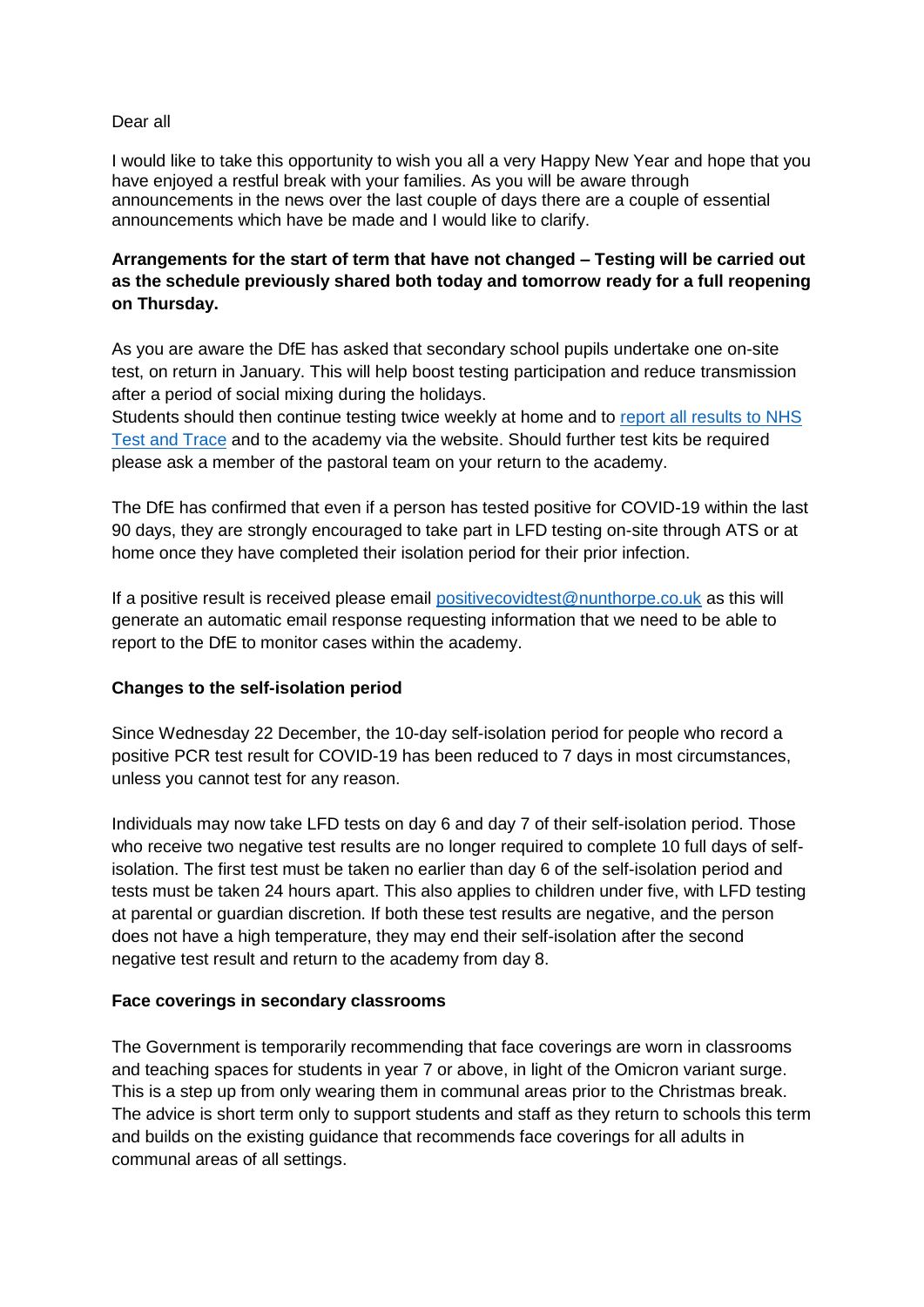Dear all

I would like to take this opportunity to wish you all a very Happy New Year and hope that you have enjoyed a restful break with your families. As you will be aware through announcements in the news over the last couple of days there are a couple of essential announcements which have be made and I would like to clarify.

**Arrangements for the start of term that have not changed – Testing will be carried out as the schedule previously shared both today and tomorrow ready for a full reopening on Thursday.**

As you are aware the DfE has asked that secondary school pupils undertake one on-site test, on return in January. This will help boost testing participation and reduce transmission after a period of social mixing during the holidays.

Students should then continue testing twice weekly at home and to [report all results to NHS Test and Trace]() and to the academy via the website. Should further test kits be required please ask a member of the pastoral team on your return to the academy.

The DfE has confirmed that even if a person has tested positive for COVID-19 within the last 90 days, they are strongly encouraged to take part in LFD testing on-site through ATS or at home once they have completed their isolation period for their prior infection.

If a positive result is received please email [positivecovidtest@nunthorpe.co.uk](mailto:positivecovidtest@nunthorpe.co.uk) as this will generate an automatic email response requesting information that we need to be able to report to the DfE to monitor cases within the academy.

**Changes to the self-isolation period**

Since Wednesday 22 December, the 10-day self-isolation period for people who record a positive PCR test result for COVID-19 has been reduced to 7 days in most circumstances, unless you cannot test for any reason.

Individuals may now take LFD tests on day 6 and day 7 of their self-isolation period. Those who receive two negative test results are no longer required to complete 10 full days of self-isolation. The first test must be taken no earlier than day 6 of the self-isolation period and tests must be taken 24 hours apart. This also applies to children under five, with LFD testing at parental or guardian discretion. If both these test results are negative, and the person does not have a high temperature, they may end their self-isolation after the second negative test result and return to the academy from day 8.

**Face coverings in secondary classrooms**

The Government is temporarily recommending that face coverings are worn in classrooms and teaching spaces for students in year 7 or above, in light of the Omicron variant surge. This is a step up from only wearing them in communal areas prior to the Christmas break. The advice is short term only to support students and staff as they return to schools this term and builds on the existing guidance that recommends face coverings for all adults in communal areas of all settings.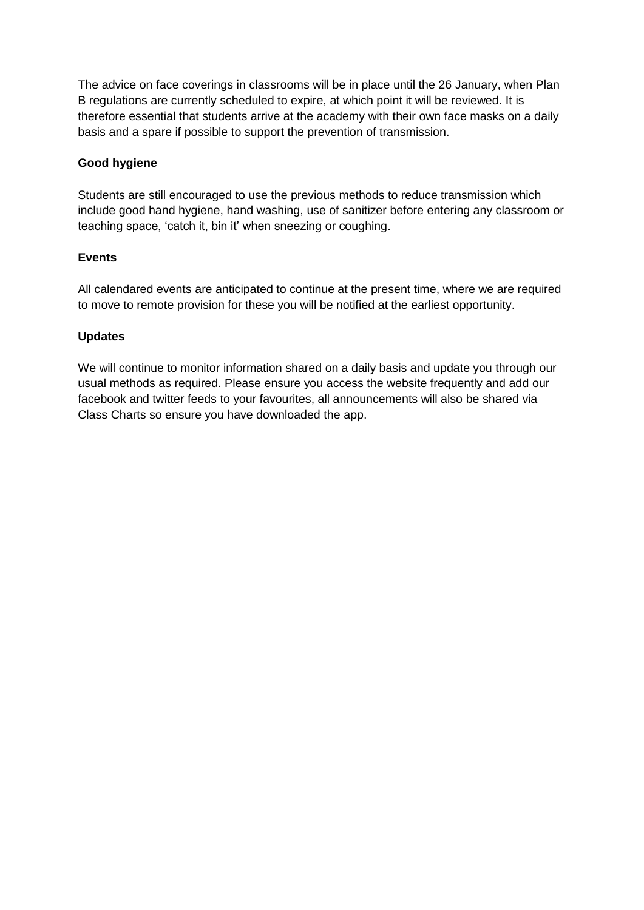The advice on face coverings in classrooms will be in place until the 26 January, when Plan B regulations are currently scheduled to expire, at which point it will be reviewed. It is therefore essential that students arrive at the academy with their own face masks on a daily basis and a spare if possible to support the prevention of transmission.

**Good hygiene**

Students are still encouraged to use the previous methods to reduce transmission which include good hand hygiene, hand washing, use of sanitizer before entering any classroom or teaching space, 'catch it, bin it' when sneezing or coughing.

**Events**

All calendared events are anticipated to continue at the present time, where we are required to move to remote provision for these you will be notified at the earliest opportunity.

**Updates**

We will continue to monitor information shared on a daily basis and update you through our usual methods as required. Please ensure you access the website frequently and add our facebook and twitter feeds to your favourites, all announcements will also be shared via Class Charts so ensure you have downloaded the app.